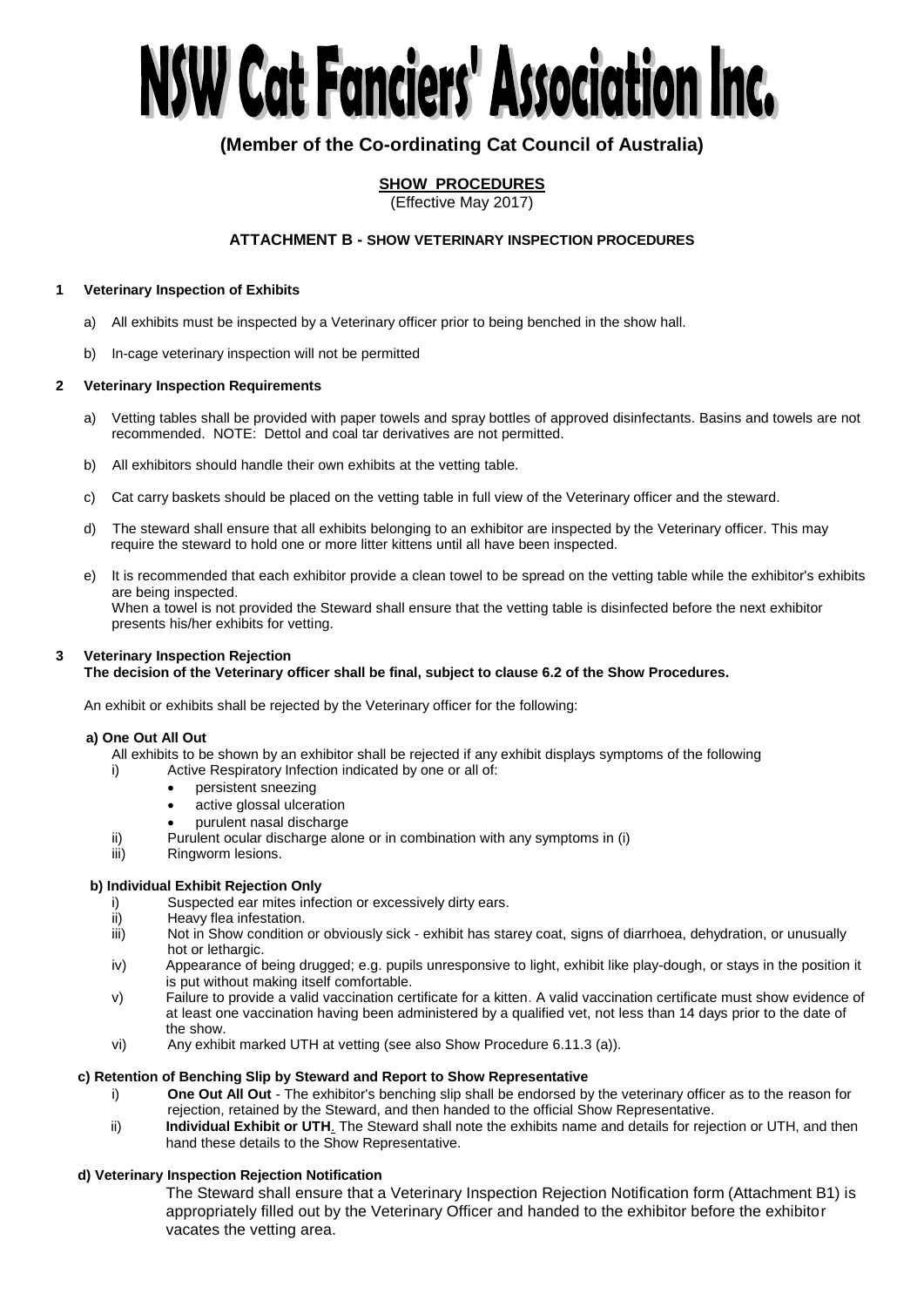# NSW Cat Fanciers' Association Inc.

## (Member of the Co-ordinating Cat Council of Australia)

**SHOW PROCEDURES**

(Effective May 2017)

### ATTACHMENT B - SHOW VETERINARY INSPECTION PROCEDURES

**1 Veterinary Inspection of Exhibits**

a) All exhibits must be inspected by a Veterinary officer prior to being benched in the show hall.

b) In-cage veterinary inspection will not be permitted

**2 Veterinary Inspection Requirements**

a) Vetting tables shall be provided with paper towels and spray bottles of approved disinfectants. Basins and towels are not recommended. NOTE: Dettol and coal tar derivatives are not permitted.

b) All exhibitors should handle their own exhibits at the vetting table.

c) Cat carry baskets should be placed on the vetting table in full view of the Veterinary officer and the steward.

d) The steward shall ensure that all exhibits belonging to an exhibitor are inspected by the Veterinary officer. This may require the steward to hold one or more litter kittens until all have been inspected.

e) It is recommended that each exhibitor provide a clean towel to be spread on the vetting table while the exhibitor's exhibits are being inspected.
When a towel is not provided the Steward shall ensure that the vetting table is disinfected before the next exhibitor presents his/her exhibits for vetting.

**3 Veterinary Inspection Rejection**
**The decision of the Veterinary officer shall be final, subject to clause 6.2 of the Show Procedures.**

An exhibit or exhibits shall be rejected by the Veterinary officer for the following:

**a) One Out All Out**

All exhibits to be shown by an exhibitor shall be rejected if any exhibit displays symptoms of the following

i) Active Respiratory Infection indicated by one or all of:
- persistent sneezing
- active glossal ulceration
- purulent nasal discharge

ii) Purulent ocular discharge alone or in combination with any symptoms in (i)

iii) Ringworm lesions.

**b) Individual Exhibit Rejection Only**

i) Suspected ear mites infection or excessively dirty ears.

ii) Heavy flea infestation.

iii) Not in Show condition or obviously sick - exhibit has starey coat, signs of diarrhoea, dehydration, or unusually hot or lethargic.

iv) Appearance of being drugged; e.g. pupils unresponsive to light, exhibit like play-dough, or stays in the position it is put without making itself comfortable.

v) Failure to provide a valid vaccination certificate for a kitten. A valid vaccination certificate must show evidence of at least one vaccination having been administered by a qualified vet, not less than 14 days prior to the date of the show.

vi) Any exhibit marked UTH at vetting (see also Show Procedure 6.11.3 (a)).

**c) Retention of Benching Slip by Steward and Report to Show Representative**

i) **One Out All Out** - The exhibitor's benching slip shall be endorsed by the veterinary officer as to the reason for rejection, retained by the Steward, and then handed to the official Show Representative.

ii) **Individual Exhibit or UTH**. The Steward shall note the exhibits name and details for rejection or UTH, and then hand these details to the Show Representative.

**d) Veterinary Inspection Rejection Notification**

The Steward shall ensure that a Veterinary Inspection Rejection Notification form (Attachment B1) is appropriately filled out by the Veterinary Officer and handed to the exhibitor before the exhibitor vacates the vetting area.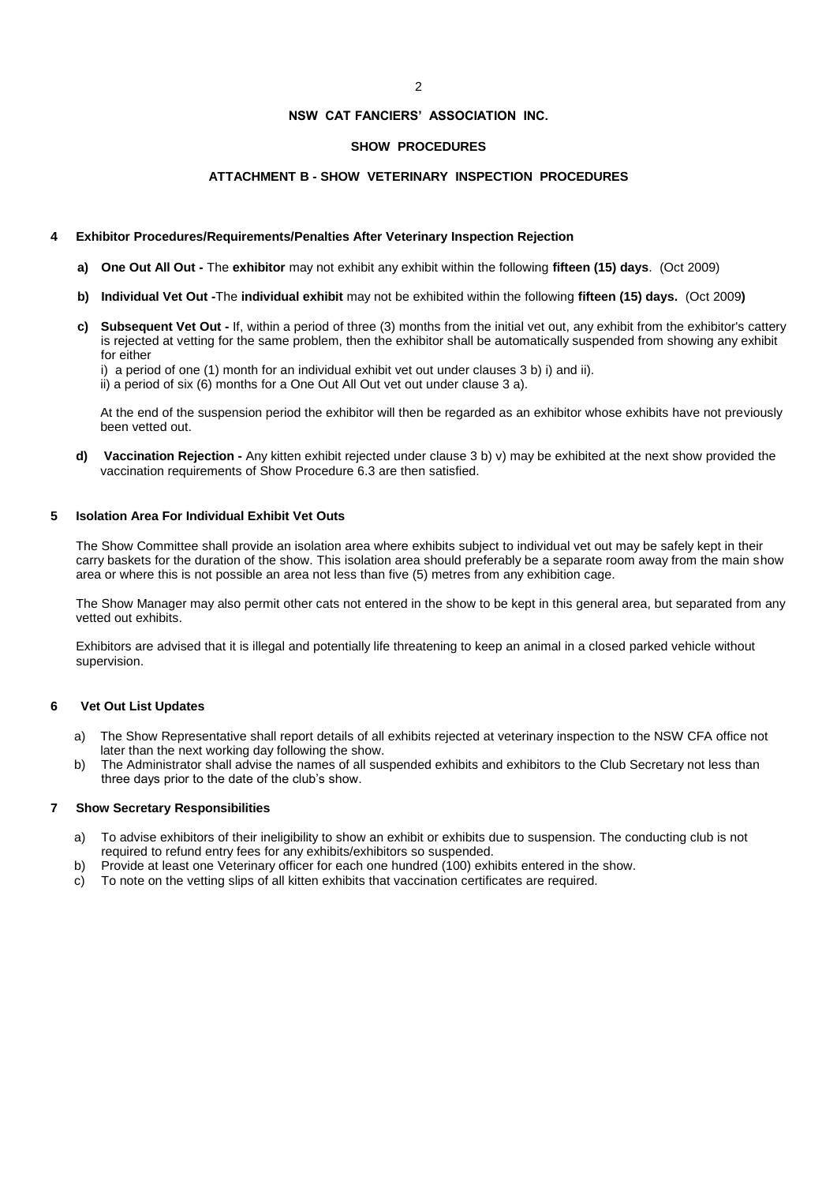**NSW CAT FANCIERS' ASSOCIATION INC.**

**SHOW PROCEDURES**

**ATTACHMENT B - SHOW VETERINARY INSPECTION PROCEDURES**

## 4 Exhibitor Procedures/Requirements/Penalties After Veterinary Inspection Rejection

**a) One Out All Out -** The **exhibitor** may not exhibit any exhibit within the following **fifteen (15) days**. (Oct 2009)

**b) Individual Vet Out -**The **individual exhibit** may not be exhibited within the following **fifteen (15) days.** (Oct 2009**)**

**c) Subsequent Vet Out -** If, within a period of three (3) months from the initial vet out, any exhibit from the exhibitor's cattery is rejected at vetting for the same problem, then the exhibitor shall be automatically suspended from showing any exhibit for either

i) a period of one (1) month for an individual exhibit vet out under clauses 3 b) i) and ii).
ii) a period of six (6) months for a One Out All Out vet out under clause 3 a).

At the end of the suspension period the exhibitor will then be regarded as an exhibitor whose exhibits have not previously been vetted out.

**d) Vaccination Rejection -** Any kitten exhibit rejected under clause 3 b) v) may be exhibited at the next show provided the vaccination requirements of Show Procedure 6.3 are then satisfied.

## 5 Isolation Area For Individual Exhibit Vet Outs

The Show Committee shall provide an isolation area where exhibits subject to individual vet out may be safely kept in their carry baskets for the duration of the show. This isolation area should preferably be a separate room away from the main show area or where this is not possible an area not less than five (5) metres from any exhibition cage.

The Show Manager may also permit other cats not entered in the show to be kept in this general area, but separated from any vetted out exhibits.

Exhibitors are advised that it is illegal and potentially life threatening to keep an animal in a closed parked vehicle without supervision.

## 6 Vet Out List Updates

a) The Show Representative shall report details of all exhibits rejected at veterinary inspection to the NSW CFA office not later than the next working day following the show.
b) The Administrator shall advise the names of all suspended exhibits and exhibitors to the Club Secretary not less than three days prior to the date of the club's show.

## 7 Show Secretary Responsibilities

a) To advise exhibitors of their ineligibility to show an exhibit or exhibits due to suspension. The conducting club is not required to refund entry fees for any exhibits/exhibitors so suspended.
b) Provide at least one Veterinary officer for each one hundred (100) exhibits entered in the show.
c) To note on the vetting slips of all kitten exhibits that vaccination certificates are required.